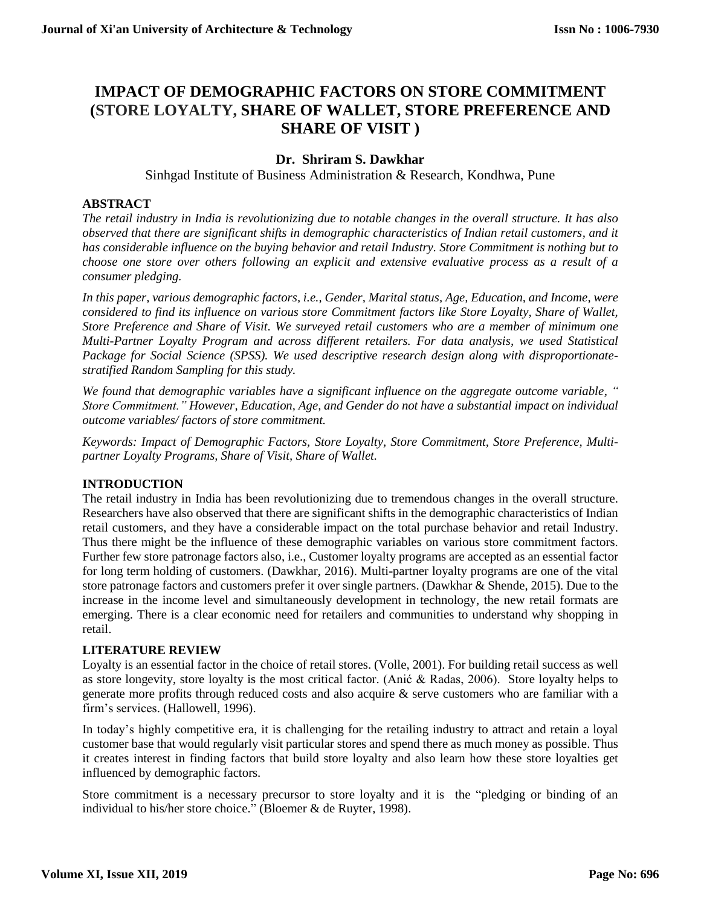# IMPACT OF DEMOGRAPHIC FACTORS ON STORE COMMITMENT (STORE LOYALTY, SHARE OF WALLET, STORE PREFERENCE AND SHARE OF VISIT )

**Dr. Shriram S. Dawkhar**

Sinhgad Institute of Business Administration & Research, Kondhwa, Pune

## ABSTRACT

*The retail industry in India is revolutionizing due to notable changes in the overall structure. It has also observed that there are significant shifts in demographic characteristics of Indian retail customers, and it has considerable influence on the buying behavior and retail Industry. Store Commitment is nothing but to choose one store over others following an explicit and extensive evaluative process as a result of a consumer pledging.*

*In this paper, various demographic factors, i.e., Gender, Marital status, Age, Education, and Income, were considered to find its influence on various store Commitment factors like Store Loyalty, Share of Wallet, Store Preference and Share of Visit. We surveyed retail customers who are a member of minimum one Multi-Partner Loyalty Program and across different retailers. For data analysis, we used Statistical Package for Social Science (SPSS). We used descriptive research design along with disproportionate-stratified Random Sampling for this study.*

*We found that demographic variables have a significant influence on the aggregate outcome variable, " Store Commitment." However, Education, Age, and Gender do not have a substantial impact on individual outcome variables/ factors of store commitment.*

*Keywords: Impact of Demographic Factors, Store Loyalty, Store Commitment, Store Preference, Multi-partner Loyalty Programs, Share of Visit, Share of Wallet.*

## INTRODUCTION

The retail industry in India has been revolutionizing due to tremendous changes in the overall structure. Researchers have also observed that there are significant shifts in the demographic characteristics of Indian retail customers, and they have a considerable impact on the total purchase behavior and retail Industry. Thus there might be the influence of these demographic variables on various store commitment factors. Further few store patronage factors also, i.e., Customer loyalty programs are accepted as an essential factor for long term holding of customers. (Dawkhar, 2016). Multi-partner loyalty programs are one of the vital store patronage factors and customers prefer it over single partners. (Dawkhar & Shende, 2015). Due to the increase in the income level and simultaneously development in technology, the new retail formats are emerging. There is a clear economic need for retailers and communities to understand why shopping in retail.

## LITERATURE REVIEW

Loyalty is an essential factor in the choice of retail stores. (Volle, 2001). For building retail success as well as store longevity, store loyalty is the most critical factor. (Anić & Radas, 2006). Store loyalty helps to generate more profits through reduced costs and also acquire & serve customers who are familiar with a firm's services. (Hallowell, 1996).

In today's highly competitive era, it is challenging for the retailing industry to attract and retain a loyal customer base that would regularly visit particular stores and spend there as much money as possible. Thus it creates interest in finding factors that build store loyalty and also learn how these store loyalties get influenced by demographic factors.

Store commitment is a necessary precursor to store loyalty and it is the "pledging or binding of an individual to his/her store choice." (Bloemer & de Ruyter, 1998).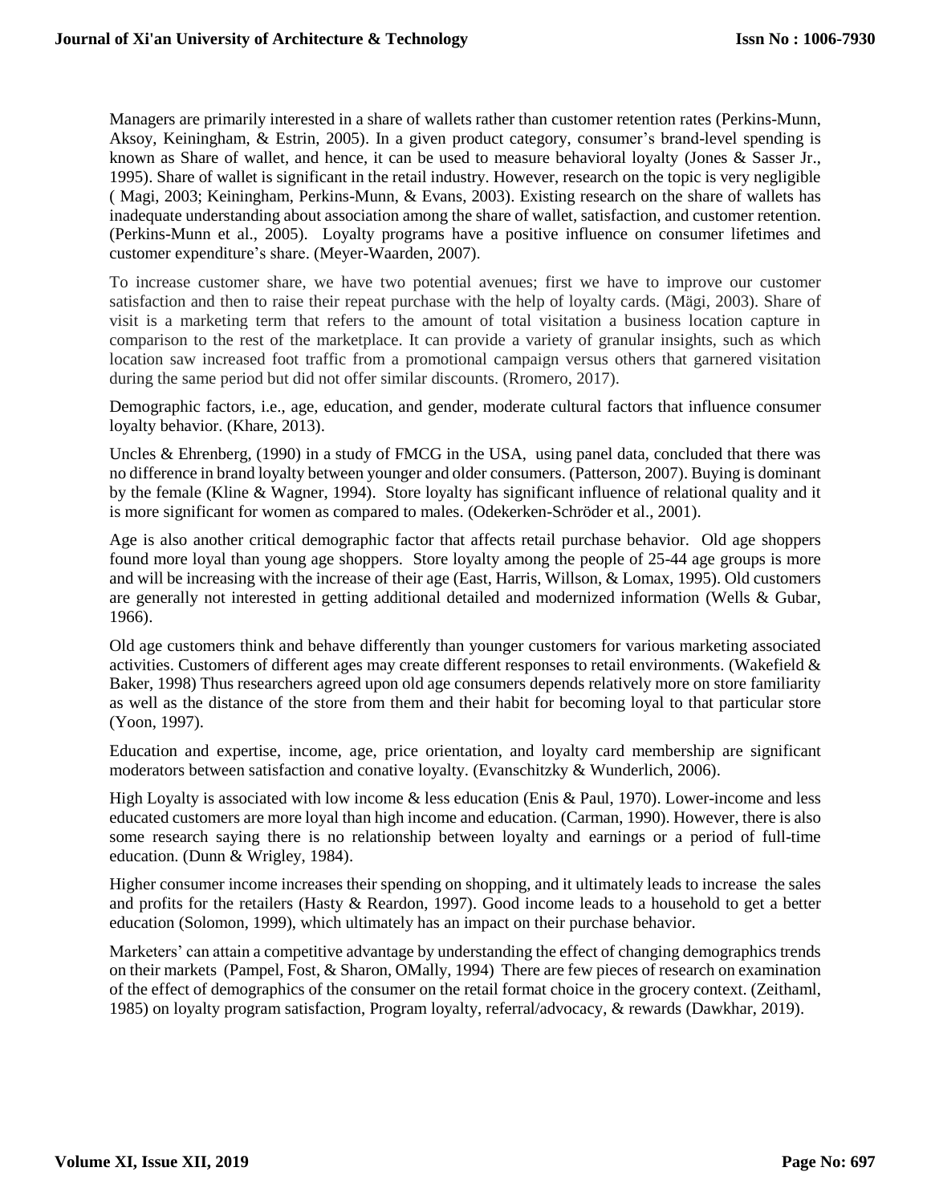Managers are primarily interested in a share of wallets rather than customer retention rates (Perkins-Munn, Aksoy, Keiningham, & Estrin, 2005). In a given product category, consumer's brand-level spending is known as Share of wallet, and hence, it can be used to measure behavioral loyalty (Jones & Sasser Jr., 1995). Share of wallet is significant in the retail industry. However, research on the topic is very negligible ( Magi, 2003; Keiningham, Perkins-Munn, & Evans, 2003). Existing research on the share of wallets has inadequate understanding about association among the share of wallet, satisfaction, and customer retention. (Perkins-Munn et al., 2005). Loyalty programs have a positive influence on consumer lifetimes and customer expenditure's share. (Meyer-Waarden, 2007).

To increase customer share, we have two potential avenues; first we have to improve our customer satisfaction and then to raise their repeat purchase with the help of loyalty cards. (Mägi, 2003). Share of visit is a marketing term that refers to the amount of total visitation a business location capture in comparison to the rest of the marketplace. It can provide a variety of granular insights, such as which location saw increased foot traffic from a promotional campaign versus others that garnered visitation during the same period but did not offer similar discounts. (Rromero, 2017).

Demographic factors, i.e., age, education, and gender, moderate cultural factors that influence consumer loyalty behavior. (Khare, 2013).

Uncles & Ehrenberg, (1990) in a study of FMCG in the USA, using panel data, concluded that there was no difference in brand loyalty between younger and older consumers. (Patterson, 2007). Buying is dominant by the female (Kline & Wagner, 1994). Store loyalty has significant influence of relational quality and it is more significant for women as compared to males. (Odekerken-Schröder et al., 2001).

Age is also another critical demographic factor that affects retail purchase behavior. Old age shoppers found more loyal than young age shoppers. Store loyalty among the people of 25-44 age groups is more and will be increasing with the increase of their age (East, Harris, Willson, & Lomax, 1995). Old customers are generally not interested in getting additional detailed and modernized information (Wells & Gubar, 1966).

Old age customers think and behave differently than younger customers for various marketing associated activities. Customers of different ages may create different responses to retail environments. (Wakefield & Baker, 1998) Thus researchers agreed upon old age consumers depends relatively more on store familiarity as well as the distance of the store from them and their habit for becoming loyal to that particular store (Yoon, 1997).

Education and expertise, income, age, price orientation, and loyalty card membership are significant moderators between satisfaction and conative loyalty. (Evanschitzky & Wunderlich, 2006).

High Loyalty is associated with low income & less education (Enis & Paul, 1970). Lower-income and less educated customers are more loyal than high income and education. (Carman, 1990). However, there is also some research saying there is no relationship between loyalty and earnings or a period of full-time education. (Dunn & Wrigley, 1984).

Higher consumer income increases their spending on shopping, and it ultimately leads to increase the sales and profits for the retailers (Hasty & Reardon, 1997). Good income leads to a household to get a better education (Solomon, 1999), which ultimately has an impact on their purchase behavior.

Marketers' can attain a competitive advantage by understanding the effect of changing demographics trends on their markets (Pampel, Fost, & Sharon, OMally, 1994) There are few pieces of research on examination of the effect of demographics of the consumer on the retail format choice in the grocery context. (Zeithaml, 1985) on loyalty program satisfaction, Program loyalty, referral/advocacy, & rewards (Dawkhar, 2019).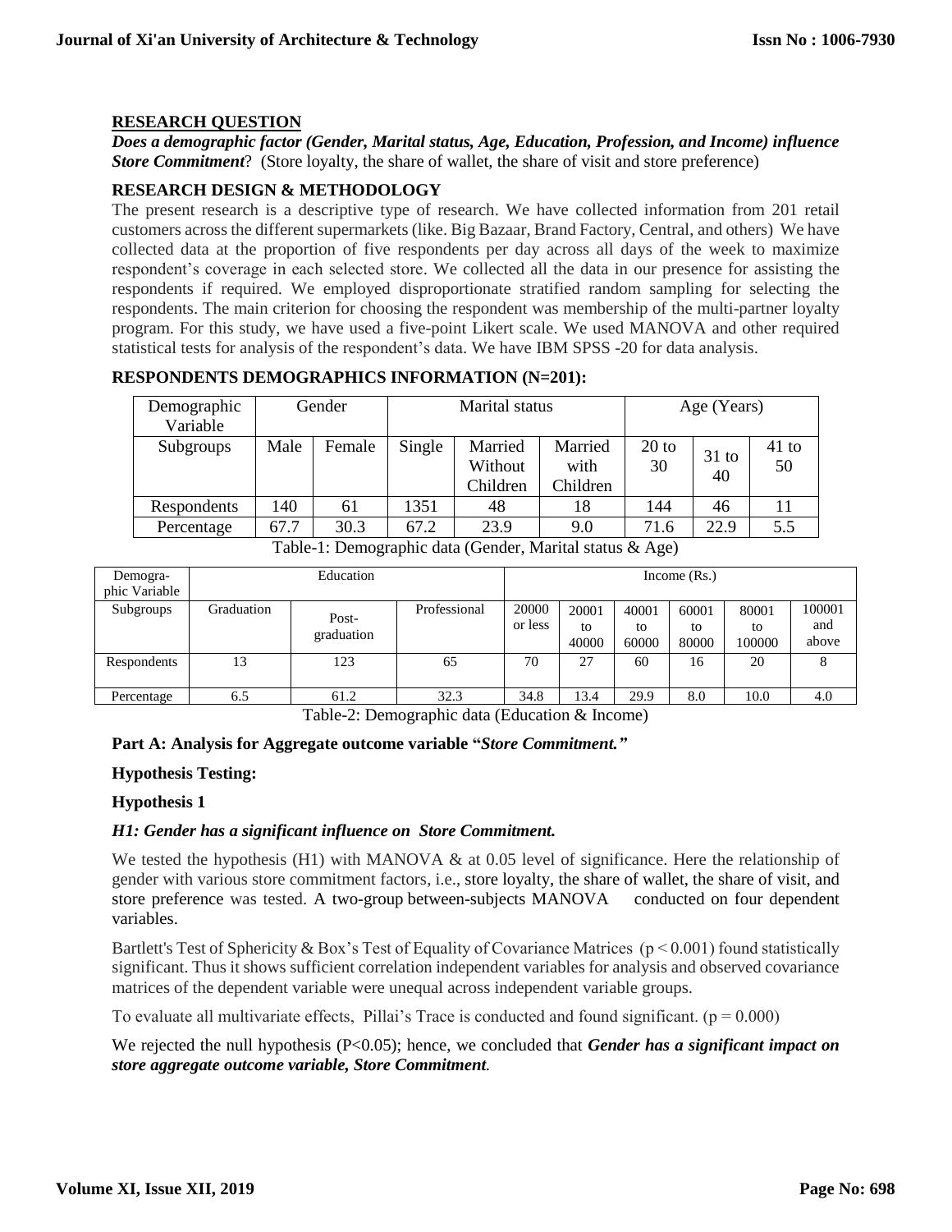## RESEARCH QUESTION

***Does a demographic factor (Gender, Marital status, Age, Education, Profession, and Income) influence Store Commitment***? (Store loyalty, the share of wallet, the share of visit and store preference)

## RESEARCH DESIGN & METHODOLOGY

The present research is a descriptive type of research. We have collected information from 201 retail customers across the different supermarkets (like. Big Bazaar, Brand Factory, Central, and others) We have collected data at the proportion of five respondents per day across all days of the week to maximize respondent's coverage in each selected store. We collected all the data in our presence for assisting the respondents if required. We employed disproportionate stratified random sampling for selecting the respondents. The main criterion for choosing the respondent was membership of the multi-partner loyalty program. For this study, we have used a five-point Likert scale. We used MANOVA and other required statistical tests for analysis of the respondent's data. We have IBM SPSS -20 for data analysis.

## RESPONDENTS DEMOGRAPHICS INFORMATION (N=201):

| Demographic Variable | Gender | | Marital status | | | Age (Years) | | |
|---|---|---|---|---|---|---|---|---|
| Subgroups | Male | Female | Single | Married Without Children | Married with Children | 20 to 30 | 31 to 40 | 41 to 50 |
| Respondents | 140 | 61 | 1351 | 48 | 18 | 144 | 46 | 11 |
| Percentage | 67.7 | 30.3 | 67.2 | 23.9 | 9.0 | 71.6 | 22.9 | 5.5 |

Table-1: Demographic data (Gender, Marital status & Age)

| Demographic Variable | Education | | | Income (Rs.) | | | | | |
|---|---|---|---|---|---|---|---|---|---|
| Subgroups | Graduation | Post-graduation | Professional | 20000 or less | 20001 to 40000 | 40001 to 60000 | 60001 to 80000 | 80001 to 100000 | 100001 and above |
| Respondents | 13 | 123 | 65 | 70 | 27 | 60 | 16 | 20 | 8 |
| Percentage | 6.5 | 61.2 | 32.3 | 34.8 | 13.4 | 29.9 | 8.0 | 10.0 | 4.0 |

Table-2: Demographic data (Education & Income)

### Part A: Analysis for Aggregate outcome variable "*Store Commitment.*"

**Hypothesis Testing:**

**Hypothesis 1**

***H1: Gender has a significant influence on Store Commitment.***

We tested the hypothesis (H1) with MANOVA & at 0.05 level of significance. Here the relationship of gender with various store commitment factors, i.e., store loyalty, the share of wallet, the share of visit, and store preference was tested. A two-group between-subjects MANOVA conducted on four dependent variables.

Bartlett's Test of Sphericity & Box's Test of Equality of Covariance Matrices ($p < 0.001$) found statistically significant. Thus it shows sufficient correlation independent variables for analysis and observed covariance matrices of the dependent variable were unequal across independent variable groups.

To evaluate all multivariate effects, Pillai's Trace is conducted and found significant. ($p = 0.000$)

We rejected the null hypothesis ($P<0.05$); hence, we concluded that ***Gender has a significant impact on store aggregate outcome variable, Store Commitment***.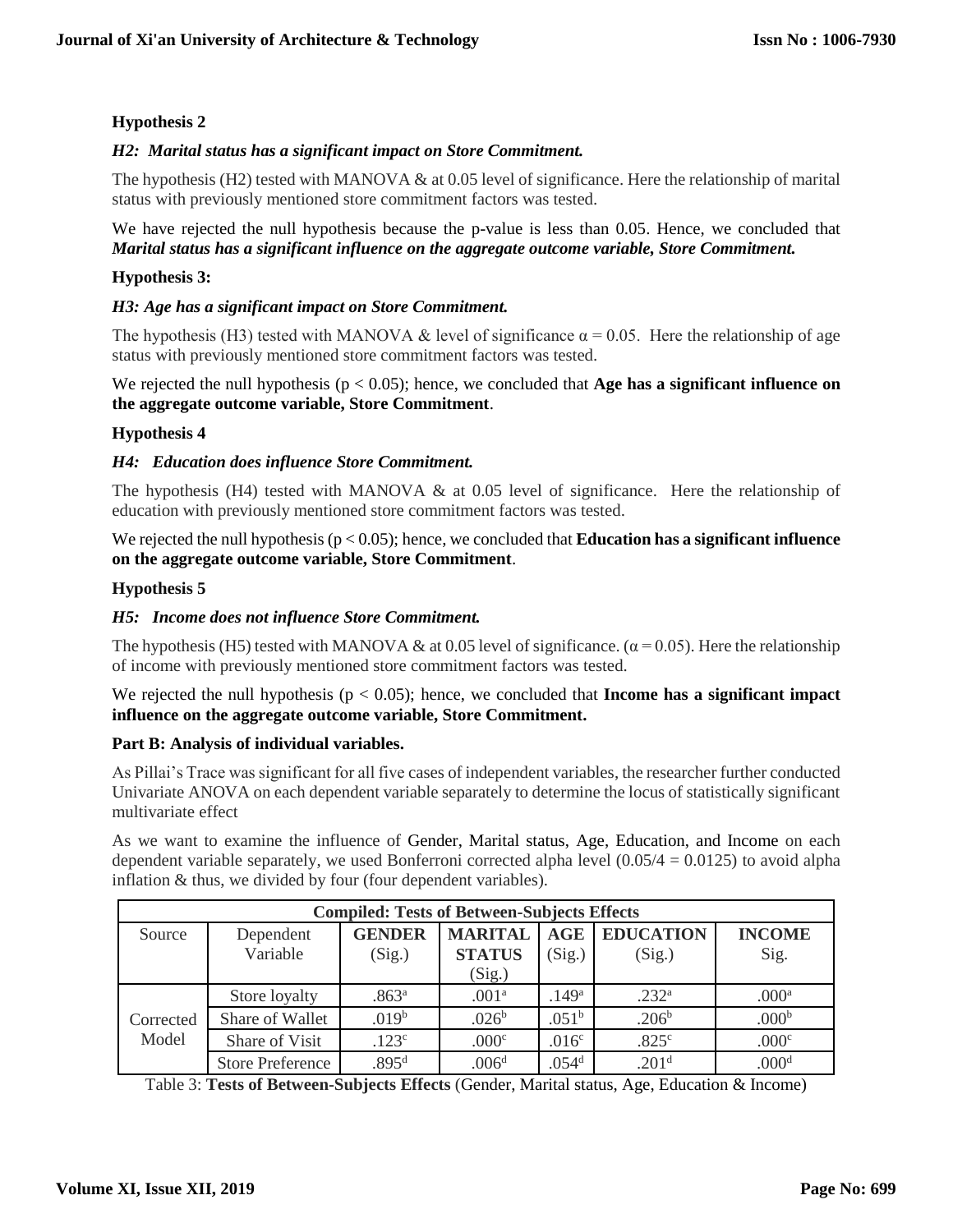### Hypothesis 2

*H2: Marital status has a significant impact on Store Commitment.*

The hypothesis (H2) tested with MANOVA & at 0.05 level of significance. Here the relationship of marital status with previously mentioned store commitment factors was tested.

We have rejected the null hypothesis because the p-value is less than 0.05. Hence, we concluded that ***Marital status has a significant influence on the aggregate outcome variable, Store Commitment.***

### Hypothesis 3:

*H3: Age has a significant impact on Store Commitment.*

The hypothesis (H3) tested with MANOVA & level of significance $\alpha = 0.05$. Here the relationship of age status with previously mentioned store commitment factors was tested.

We rejected the null hypothesis ($p < 0.05$); hence, we concluded that **Age has a significant influence on the aggregate outcome variable, Store Commitment**.

### Hypothesis 4

*H4: Education does influence Store Commitment.*

The hypothesis (H4) tested with MANOVA & at 0.05 level of significance. Here the relationship of education with previously mentioned store commitment factors was tested.

We rejected the null hypothesis ($p < 0.05$); hence, we concluded that **Education has a significant influence on the aggregate outcome variable, Store Commitment**.

### Hypothesis 5

*H5: Income does not influence Store Commitment.*

The hypothesis (H5) tested with MANOVA & at 0.05 level of significance. ($\alpha = 0.05$). Here the relationship of income with previously mentioned store commitment factors was tested.

We rejected the null hypothesis ($p < 0.05$); hence, we concluded that **Income has a significant impact influence on the aggregate outcome variable, Store Commitment.**

### Part B: Analysis of individual variables.

As Pillai's Trace was significant for all five cases of independent variables, the researcher further conducted Univariate ANOVA on each dependent variable separately to determine the locus of statistically significant multivariate effect

As we want to examine the influence of Gender, Marital status, Age, Education, and Income on each dependent variable separately, we used Bonferroni corrected alpha level ($0.05/4 = 0.0125$) to avoid alpha inflation & thus, we divided by four (four dependent variables).

| Compiled: Tests of Between-Subjects Effects | | | | | | |
|---|---|---|---|---|---|---|
| Source | Dependent Variable | **GENDER** (Sig.) | **MARITAL STATUS** (Sig.) | **AGE** (Sig.) | **EDUCATION** (Sig.) | **INCOME** Sig. |
| Corrected Model | Store loyalty | .863[a] | .001[a] | .149[a] | .232[a] | .000[a] |
| | Share of Wallet | .019[b] | .026[b] | .051[b] | .206[b] | .000[b] |
| | Share of Visit | .123[c] | .000[c] | .016[c] | .825[c] | .000[c] |
| | Store Preference | .895[d] | .006[d] | .054[d] | .201[d] | .000[d] |

Table 3: **Tests of Between-Subjects Effects** (Gender, Marital status, Age, Education & Income)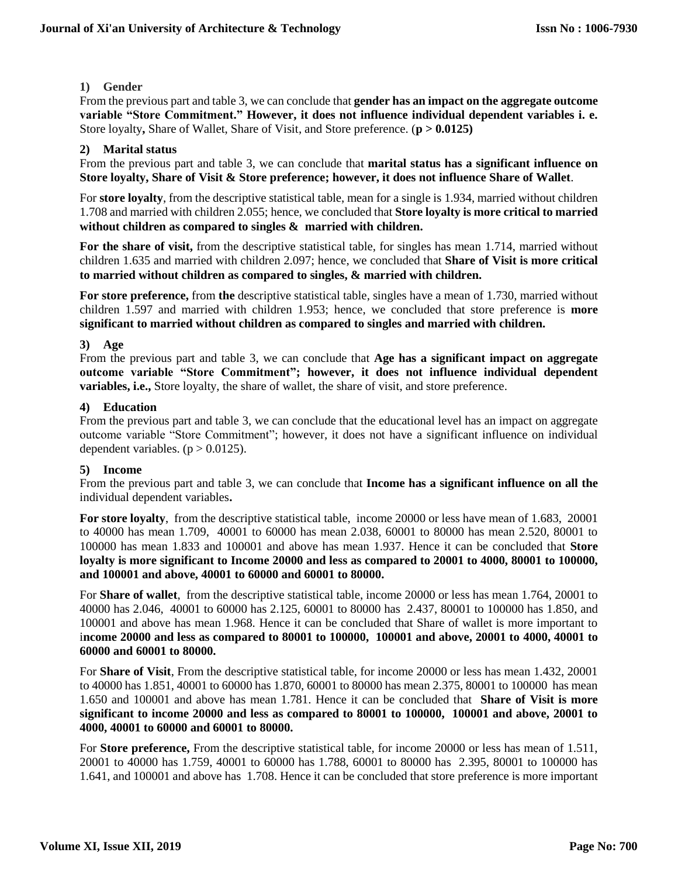**1) Gender**

From the previous part and table 3, we can conclude that **gender has an impact on the aggregate outcome variable "Store Commitment." However, it does not influence individual dependent variables i. e.** Store loyalty**,** Share of Wallet, Share of Visit, and Store preference. (**$p > 0.0125$)**

**2) Marital status**

From the previous part and table 3, we can conclude that **marital status has a significant influence on Store loyalty, Share of Visit & Store preference; however, it does not influence Share of Wallet**.

For **store loyalty**, from the descriptive statistical table, mean for a single is 1.934, married without children 1.708 and married with children 2.055; hence, we concluded that **Store loyalty is more critical to married without children as compared to singles & married with children.**

**For the share of visit,** from the descriptive statistical table, for singles has mean 1.714, married without children 1.635 and married with children 2.097; hence, we concluded that **Share of Visit is more critical to married without children as compared to singles, & married with children.**

**For store preference,** from **the** descriptive statistical table, singles have a mean of 1.730, married without children 1.597 and married with children 1.953; hence, we concluded that store preference is **more significant to married without children as compared to singles and married with children.**

**3) Age**

From the previous part and table 3, we can conclude that **Age has a significant impact on aggregate outcome variable "Store Commitment"; however, it does not influence individual dependent variables, i.e.,** Store loyalty, the share of wallet, the share of visit, and store preference.

**4) Education**

From the previous part and table 3, we can conclude that the educational level has an impact on aggregate outcome variable "Store Commitment"; however, it does not have a significant influence on individual dependent variables. ($p > 0.0125$).

**5) Income**

From the previous part and table 3, we can conclude that **Income has a significant influence on all the** individual dependent variables**.**

**For store loyalty**, from the descriptive statistical table, income 20000 or less have mean of 1.683, 20001 to 40000 has mean 1.709, 40001 to 60000 has mean 2.038, 60001 to 80000 has mean 2.520, 80001 to 100000 has mean 1.833 and 100001 and above has mean 1.937. Hence it can be concluded that **Store loyalty is more significant to Income 20000 and less as compared to 20001 to 4000, 80001 to 100000, and 100001 and above, 40001 to 60000 and 60001 to 80000.**

For **Share of wallet**, from the descriptive statistical table, income 20000 or less has mean 1.764, 20001 to 40000 has 2.046, 40001 to 60000 has 2.125, 60001 to 80000 has 2.437, 80001 to 100000 has 1.850, and 100001 and above has mean 1.968. Hence it can be concluded that Share of wallet is more important to i**ncome 20000 and less as compared to 80001 to 100000, 100001 and above, 20001 to 4000, 40001 to 60000 and 60001 to 80000.**

For **Share of Visit**, From the descriptive statistical table, for income 20000 or less has mean 1.432, 20001 to 40000 has 1.851, 40001 to 60000 has 1.870, 60001 to 80000 has mean 2.375, 80001 to 100000 has mean 1.650 and 100001 and above has mean 1.781. Hence it can be concluded that **Share of Visit is more significant to income 20000 and less as compared to 80001 to 100000, 100001 and above, 20001 to 4000, 40001 to 60000 and 60001 to 80000.**

For **Store preference,** From the descriptive statistical table, for income 20000 or less has mean of 1.511, 20001 to 40000 has 1.759, 40001 to 60000 has 1.788, 60001 to 80000 has 2.395, 80001 to 100000 has 1.641, and 100001 and above has 1.708. Hence it can be concluded that store preference is more important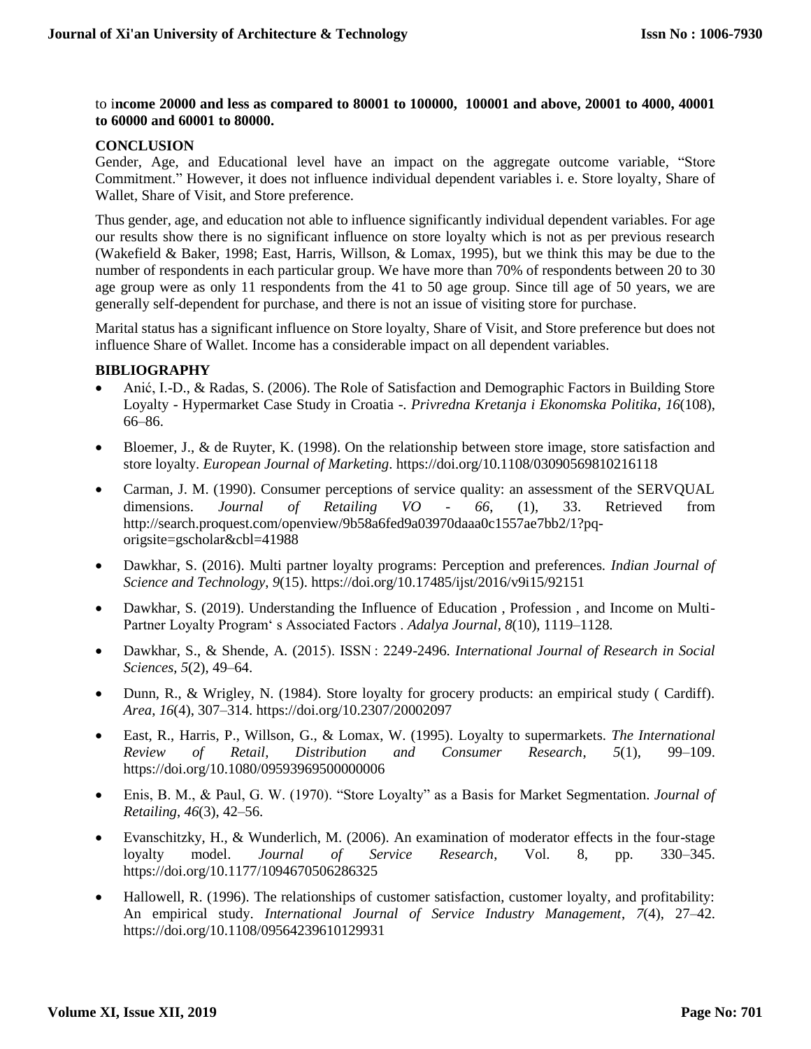to i**ncome 20000 and less as compared to 80001 to 100000, 100001 and above, 20001 to 4000, 40001 to 60000 and 60001 to 80000.**

## CONCLUSION

Gender, Age, and Educational level have an impact on the aggregate outcome variable, "Store Commitment." However, it does not influence individual dependent variables i. e. Store loyalty, Share of Wallet, Share of Visit, and Store preference.

Thus gender, age, and education not able to influence significantly individual dependent variables. For age our results show there is no significant influence on store loyalty which is not as per previous research (Wakefield & Baker, 1998; East, Harris, Willson, & Lomax, 1995), but we think this may be due to the number of respondents in each particular group. We have more than 70% of respondents between 20 to 30 age group were as only 11 respondents from the 41 to 50 age group. Since till age of 50 years, we are generally self-dependent for purchase, and there is not an issue of visiting store for purchase.

Marital status has a significant influence on Store loyalty, Share of Visit, and Store preference but does not influence Share of Wallet. Income has a considerable impact on all dependent variables.

## BIBLIOGRAPHY

- Anić, I.-D., & Radas, S. (2006). The Role of Satisfaction and Demographic Factors in Building Store Loyalty - Hypermarket Case Study in Croatia -. *Privredna Kretanja i Ekonomska Politika*, *16*(108), 66–86.
- Bloemer, J., & de Ruyter, K. (1998). On the relationship between store image, store satisfaction and store loyalty. *European Journal of Marketing*. https://doi.org/10.1108/03090569810216118
- Carman, J. M. (1990). Consumer perceptions of service quality: an assessment of the SERVQUAL dimensions. *Journal of Retailing VO - 66*, (1), 33. Retrieved from http://search.proquest.com/openview/9b58a6fed9a03970daaa0c1557ae7bb2/1?pq-origsite=gscholar&cbl=41988
- Dawkhar, S. (2016). Multi partner loyalty programs: Perception and preferences. *Indian Journal of Science and Technology*, *9*(15). https://doi.org/10.17485/ijst/2016/v9i15/92151
- Dawkhar, S. (2019). Understanding the Influence of Education , Profession , and Income on Multi-Partner Loyalty Program' s Associated Factors . *Adalya Journal*, *8*(10), 1119–1128.
- Dawkhar, S., & Shende, A. (2015). ISSN : 2249-2496. *International Journal of Research in Social Sciences*, *5*(2), 49–64.
- Dunn, R., & Wrigley, N. (1984). Store loyalty for grocery products: an empirical study ( Cardiff). *Area*, *16*(4), 307–314. https://doi.org/10.2307/20002097
- East, R., Harris, P., Willson, G., & Lomax, W. (1995). Loyalty to supermarkets. *The International Review of Retail, Distribution and Consumer Research*, *5*(1), 99–109. https://doi.org/10.1080/09593969500000006
- Enis, B. M., & Paul, G. W. (1970). "Store Loyalty" as a Basis for Market Segmentation. *Journal of Retailing*, *46*(3), 42–56.
- Evanschitzky, H., & Wunderlich, M. (2006). An examination of moderator effects in the four-stage loyalty model. *Journal of Service Research*, Vol. 8, pp. 330–345. https://doi.org/10.1177/1094670506286325
- Hallowell, R. (1996). The relationships of customer satisfaction, customer loyalty, and profitability: An empirical study. *International Journal of Service Industry Management*, *7*(4), 27–42. https://doi.org/10.1108/09564239610129931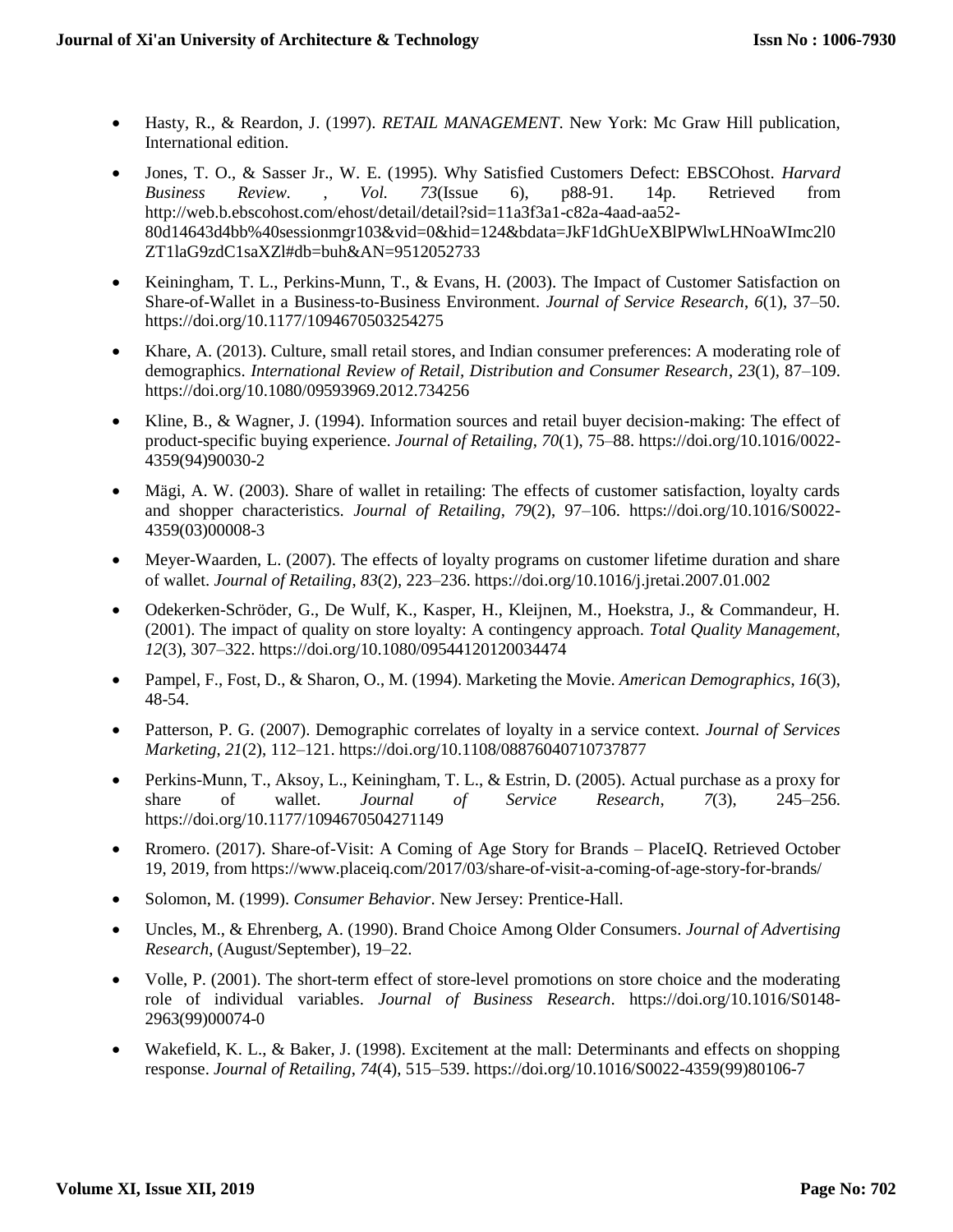- Hasty, R., & Reardon, J. (1997). *RETAIL MANAGEMENT*. New York: Mc Graw Hill publication, International edition.
- Jones, T. O., & Sasser Jr., W. E. (1995). Why Satisfied Customers Defect: EBSCOhost. *Harvard Business Review. , Vol. 73*(Issue 6), p88-91. 14p. Retrieved from http://web.b.ebscohost.com/ehost/detail/detail?sid=11a3f3a1-c82a-4aad-aa52-80d14643d4bb%40sessionmgr103&vid=0&hid=124&bdata=JkF1dGhUeXBlPWlwLHNoaWImc2l0ZT1laG9zdC1saXZl#db=buh&AN=9512052733
- Keiningham, T. L., Perkins-Munn, T., & Evans, H. (2003). The Impact of Customer Satisfaction on Share-of-Wallet in a Business-to-Business Environment. *Journal of Service Research*, *6*(1), 37–50. https://doi.org/10.1177/1094670503254275
- Khare, A. (2013). Culture, small retail stores, and Indian consumer preferences: A moderating role of demographics. *International Review of Retail, Distribution and Consumer Research*, *23*(1), 87–109. https://doi.org/10.1080/09593969.2012.734256
- Kline, B., & Wagner, J. (1994). Information sources and retail buyer decision-making: The effect of product-specific buying experience. *Journal of Retailing*, *70*(1), 75–88. https://doi.org/10.1016/0022-4359(94)90030-2
- Mägi, A. W. (2003). Share of wallet in retailing: The effects of customer satisfaction, loyalty cards and shopper characteristics. *Journal of Retailing*, *79*(2), 97–106. https://doi.org/10.1016/S0022-4359(03)00008-3
- Meyer-Waarden, L. (2007). The effects of loyalty programs on customer lifetime duration and share of wallet. *Journal of Retailing*, *83*(2), 223–236. https://doi.org/10.1016/j.jretai.2007.01.002
- Odekerken-Schröder, G., De Wulf, K., Kasper, H., Kleijnen, M., Hoekstra, J., & Commandeur, H. (2001). The impact of quality on store loyalty: A contingency approach. *Total Quality Management*, *12*(3), 307–322. https://doi.org/10.1080/09544120120034474
- Pampel, F., Fost, D., & Sharon, O., M. (1994). Marketing the Movie. *American Demographics*, *16*(3), 48-54.
- Patterson, P. G. (2007). Demographic correlates of loyalty in a service context. *Journal of Services Marketing*, *21*(2), 112–121. https://doi.org/10.1108/08876040710737877
- Perkins-Munn, T., Aksoy, L., Keiningham, T. L., & Estrin, D. (2005). Actual purchase as a proxy for share of wallet. *Journal of Service Research*, *7*(3), 245–256. https://doi.org/10.1177/1094670504271149
- Rromero. (2017). Share-of-Visit: A Coming of Age Story for Brands – PlaceIQ. Retrieved October 19, 2019, from https://www.placeiq.com/2017/03/share-of-visit-a-coming-of-age-story-for-brands/
- Solomon, M. (1999). *Consumer Behavior*. New Jersey: Prentice-Hall.
- Uncles, M., & Ehrenberg, A. (1990). Brand Choice Among Older Consumers. *Journal of Advertising Research*, (August/September), 19–22.
- Volle, P. (2001). The short-term effect of store-level promotions on store choice and the moderating role of individual variables. *Journal of Business Research*. https://doi.org/10.1016/S0148-2963(99)00074-0
- Wakefield, K. L., & Baker, J. (1998). Excitement at the mall: Determinants and effects on shopping response. *Journal of Retailing*, *74*(4), 515–539. https://doi.org/10.1016/S0022-4359(99)80106-7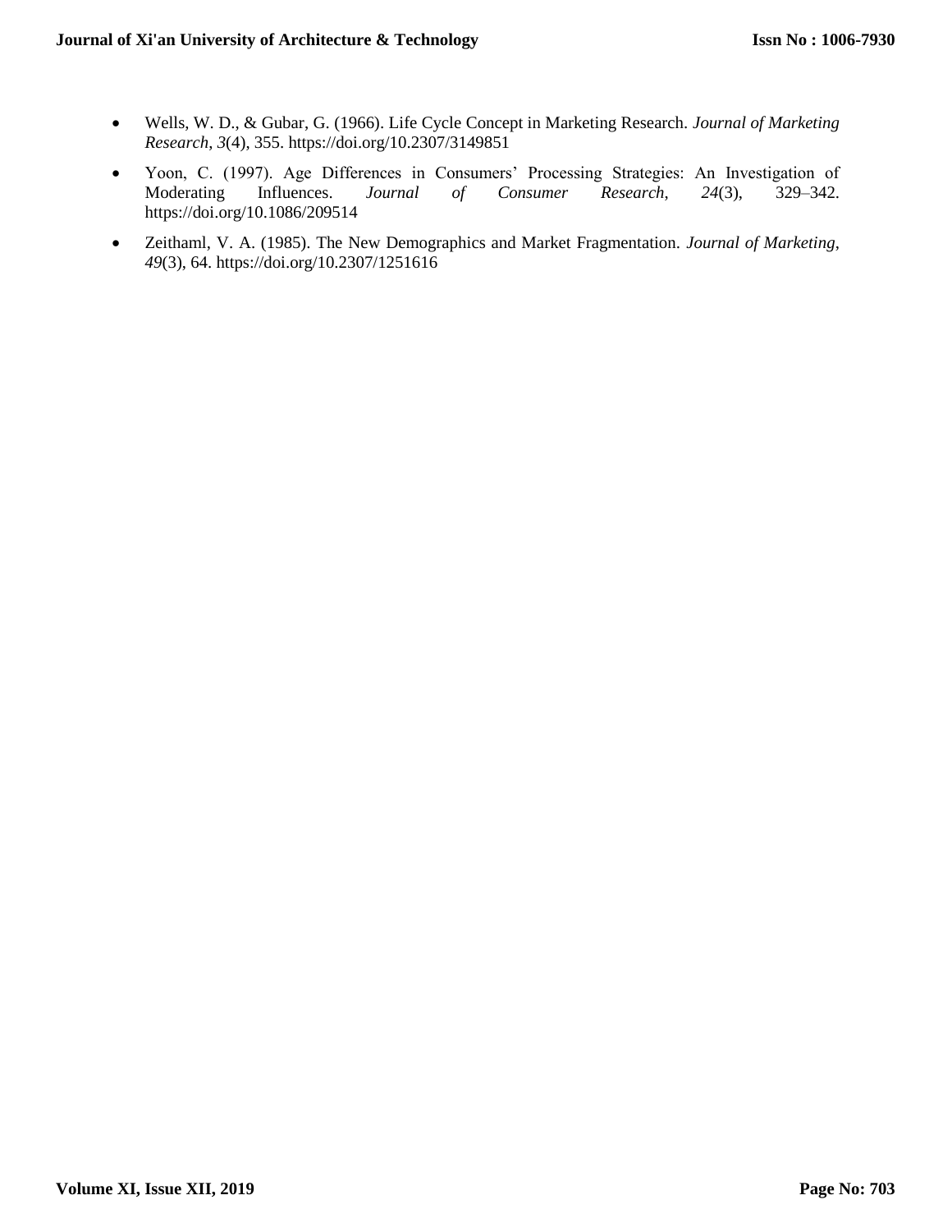- Wells, W. D., & Gubar, G. (1966). Life Cycle Concept in Marketing Research. *Journal of Marketing Research*, *3*(4), 355. https://doi.org/10.2307/3149851
- Yoon, C. (1997). Age Differences in Consumers' Processing Strategies: An Investigation of Moderating Influences. *Journal of Consumer Research*, *24*(3), 329–342. https://doi.org/10.1086/209514
- Zeithaml, V. A. (1985). The New Demographics and Market Fragmentation. *Journal of Marketing*, *49*(3), 64. https://doi.org/10.2307/1251616